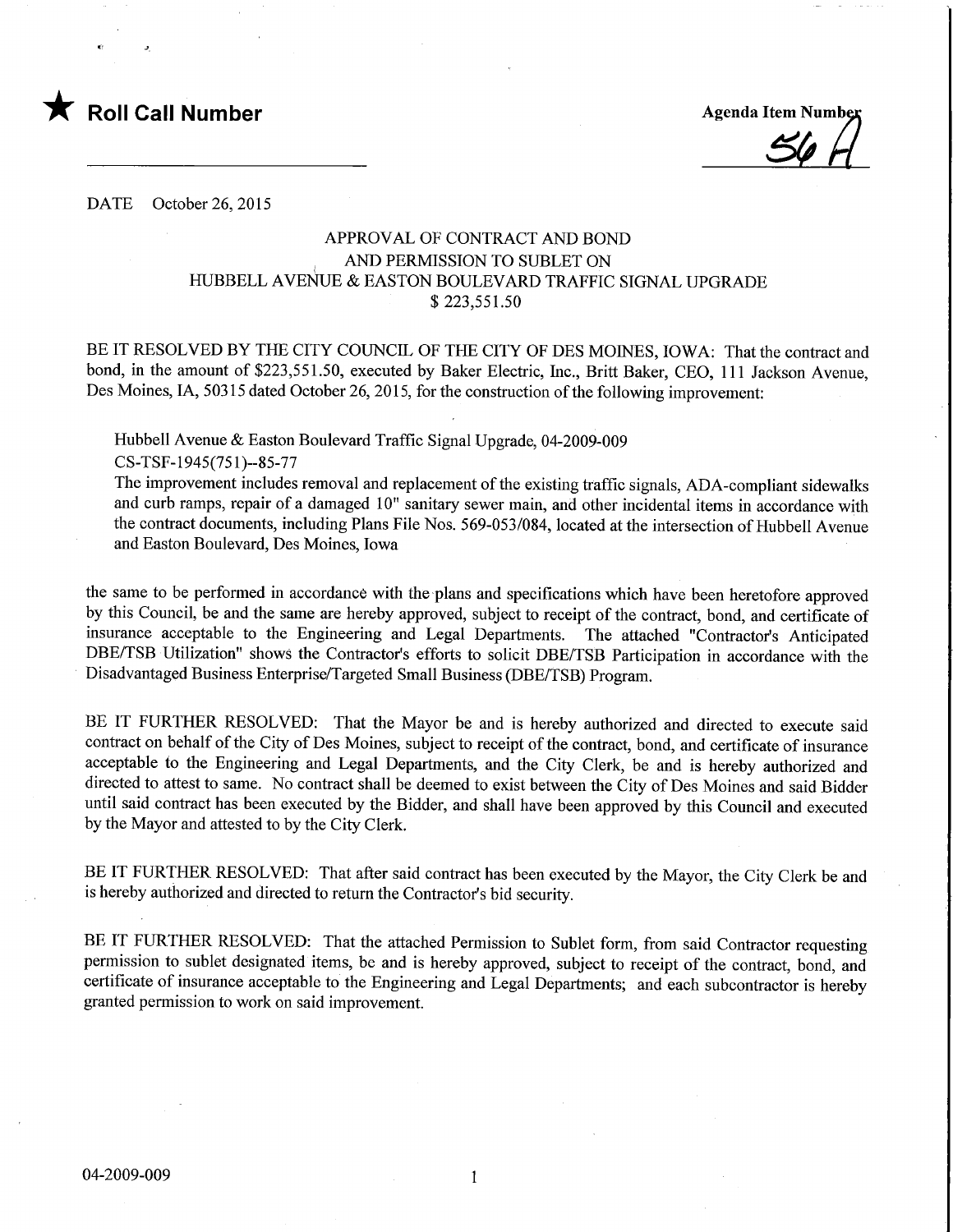★ **Roll Call Number**

**Agenda Item Number**
56 A

DATE October 26, 2015

APPROVAL OF CONTRACT AND BOND
AND PERMISSION TO SUBLET ON
HUBBELL AVENUE & EASTON BOULEVARD TRAFFIC SIGNAL UPGRADE
$ 223,551.50

BE IT RESOLVED BY THE CITY COUNCIL OF THE CITY OF DES MOINES, IOWA: That the contract and bond, in the amount of $223,551.50, executed by Baker Electric, Inc., Britt Baker, CEO, 111 Jackson Avenue, Des Moines, IA, 50315 dated October 26, 2015, for the construction of the following improvement:

Hubbell Avenue & Easton Boulevard Traffic Signal Upgrade, 04-2009-009
CS-TSF-1945(751)--85-77
The improvement includes removal and replacement of the existing traffic signals, ADA-compliant sidewalks and curb ramps, repair of a damaged 10" sanitary sewer main, and other incidental items in accordance with the contract documents, including Plans File Nos. 569-053/084, located at the intersection of Hubbell Avenue and Easton Boulevard, Des Moines, Iowa

the same to be performed in accordance with the plans and specifications which have been heretofore approved by this Council, be and the same are hereby approved, subject to receipt of the contract, bond, and certificate of insurance acceptable to the Engineering and Legal Departments. The attached "Contractor's Anticipated DBE/TSB Utilization" shows the Contractor's efforts to solicit DBE/TSB Participation in accordance with the Disadvantaged Business Enterprise/Targeted Small Business (DBE/TSB) Program.

BE IT FURTHER RESOLVED: That the Mayor be and is hereby authorized and directed to execute said contract on behalf of the City of Des Moines, subject to receipt of the contract, bond, and certificate of insurance acceptable to the Engineering and Legal Departments, and the City Clerk, be and is hereby authorized and directed to attest to same. No contract shall be deemed to exist between the City of Des Moines and said Bidder until said contract has been executed by the Bidder, and shall have been approved by this Council and executed by the Mayor and attested to by the City Clerk.

BE IT FURTHER RESOLVED: That after said contract has been executed by the Mayor, the City Clerk be and is hereby authorized and directed to return the Contractor's bid security.

BE IT FURTHER RESOLVED: That the attached Permission to Sublet form, from said Contractor requesting permission to sublet designated items, be and is hereby approved, subject to receipt of the contract, bond, and certificate of insurance acceptable to the Engineering and Legal Departments; and each subcontractor is hereby granted permission to work on said improvement.

04-2009-009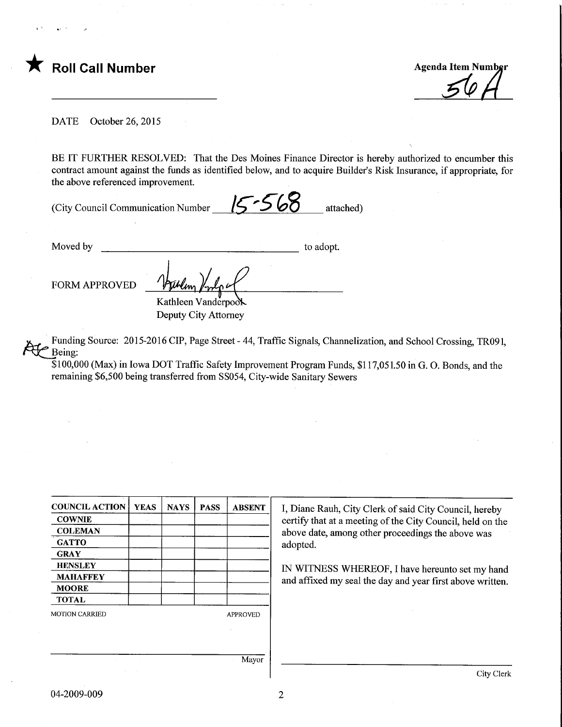★ **Roll Call Number**

**Agenda Item Number**
56A

DATE October 26, 2015

BE IT FURTHER RESOLVED: That the Des Moines Finance Director is hereby authorized to encumber this contract amount against the funds as identified below, and to acquire Builder's Risk Insurance, if appropriate, for the above referenced improvement.

(City Council Communication Number 15-568 attached)

Moved by ______________________ to adopt.

FORM APPROVED

Kathleen Vanderpool
Deputy City Attorney

Funding Source: 2015-2016 CIP, Page Street - 44, Traffic Signals, Channelization, and School Crossing, TR091, Being:
$100,000 (Max) in Iowa DOT Traffic Safety Improvement Program Funds, $117,051.50 in G. O. Bonds, and the remaining $6,500 being transferred from SS054, City-wide Sanitary Sewers

| COUNCIL ACTION | YEAS | NAYS | PASS | ABSENT |
| --- | --- | --- | --- | --- |
| COWNIE | | | | |
| COLEMAN | | | | |
| GATTO | | | | |
| GRAY | | | | |
| HENSLEY | | | | |
| MAHAFFEY | | | | |
| MOORE | | | | |
| TOTAL | | | | |

MOTION CARRIED APPROVED

Mayor

I, Diane Rauh, City Clerk of said City Council, hereby certify that at a meeting of the City Council, held on the above date, among other proceedings the above was adopted.

IN WITNESS WHEREOF, I have hereunto set my hand and affixed my seal the day and year first above written.

City Clerk

04-2009-009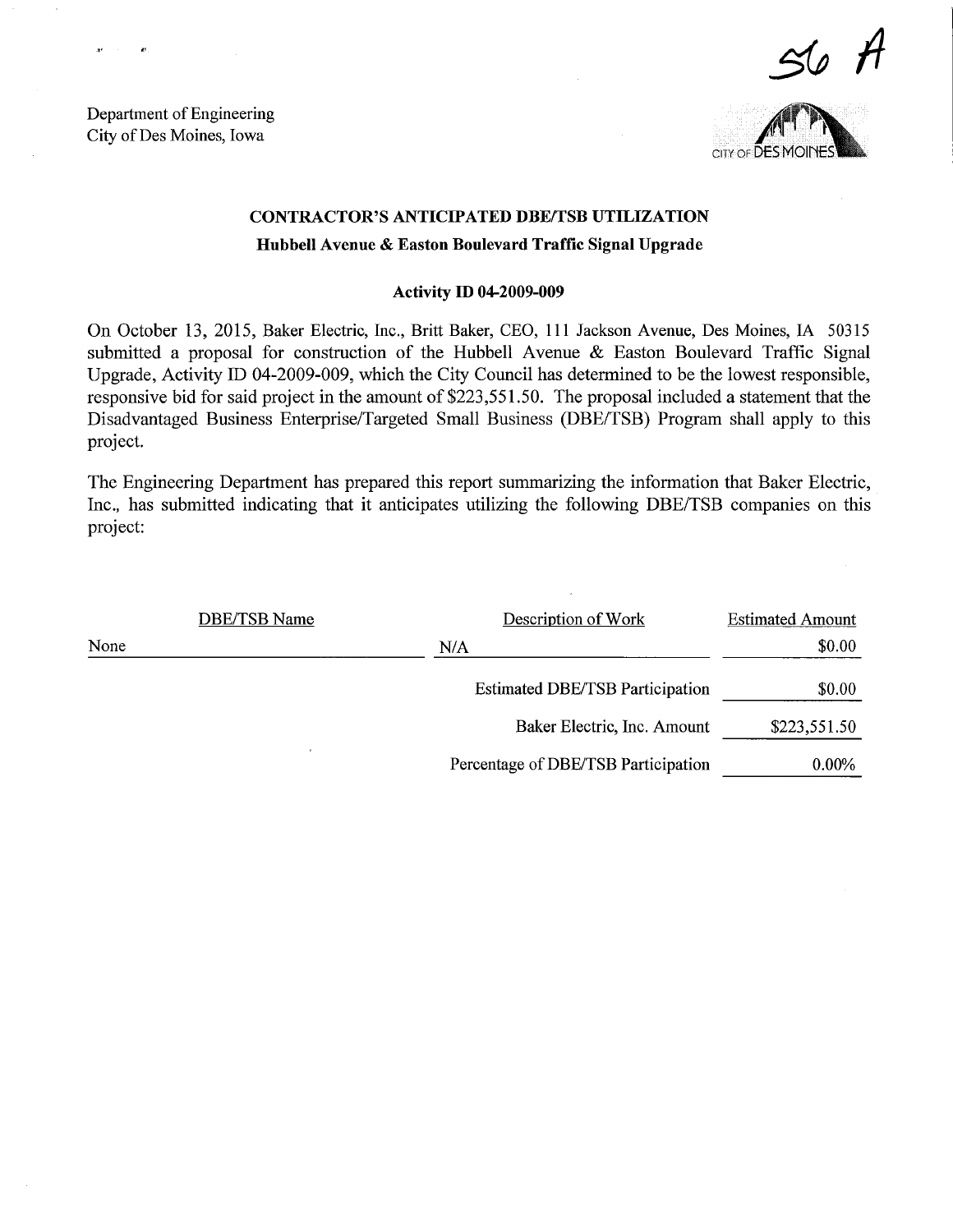56 A

Department of Engineering
City of Des Moines, Iowa

CITY OF DES MOINES

## CONTRACTOR'S ANTICIPATED DBE/TSB UTILIZATION

### Hubbell Avenue & Easton Boulevard Traffic Signal Upgrade

**Activity ID 04-2009-009**

On October 13, 2015, Baker Electric, Inc., Britt Baker, CEO, 111 Jackson Avenue, Des Moines, IA 50315 submitted a proposal for construction of the Hubbell Avenue & Easton Boulevard Traffic Signal Upgrade, Activity ID 04-2009-009, which the City Council has determined to be the lowest responsible, responsive bid for said project in the amount of $223,551.50. The proposal included a statement that the Disadvantaged Business Enterprise/Targeted Small Business (DBE/TSB) Program shall apply to this project.

The Engineering Department has prepared this report summarizing the information that Baker Electric, Inc., has submitted indicating that it anticipates utilizing the following DBE/TSB companies on this project:

| DBE/TSB Name | Description of Work | Estimated Amount |
|---|---|---|
| None | N/A | $0.00 |
| | Estimated DBE/TSB Participation | $0.00 |
| | Baker Electric, Inc. Amount | $223,551.50 |
| | Percentage of DBE/TSB Participation | 0.00% |